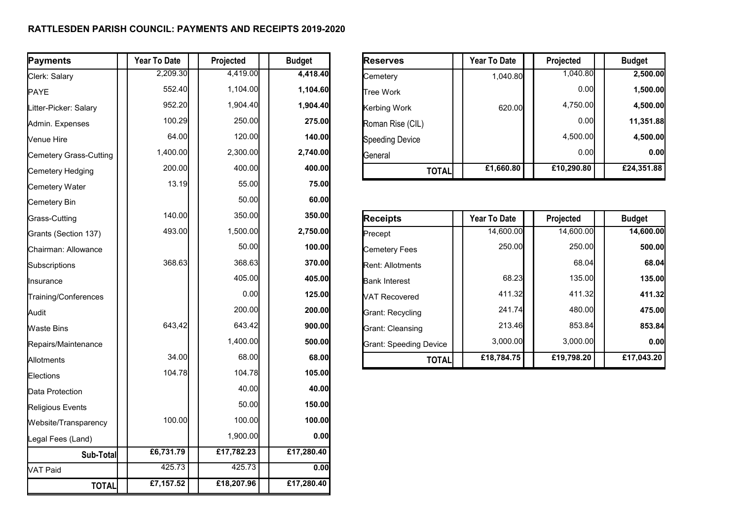# RATTLESDEN PARISH COUNCIL: PAYMENTS AND RECEIPTS 2019-2020

| Payments | Year To Date | Projected | Budget |
|---|---|---|---|
| Clerk: Salary | 2,209.30 | 4,419.00 | **4,418.40** |
| PAYE | 552.40 | 1,104.00 | **1,104.60** |
| Litter-Picker: Salary | 952.20 | 1,904.40 | **1,904.40** |
| Admin. Expenses | 100.29 | 250.00 | **275.00** |
| Venue Hire | 64.00 | 120.00 | **140.00** |
| Cemetery Grass-Cutting | 1,400.00 | 2,300.00 | **2,740.00** |
| Cemetery Hedging | 200.00 | 400.00 | **400.00** |
| Cemetery Water | 13.19 | 55.00 | **75.00** |
| Cemetery Bin | | 50.00 | **60.00** |
| Grass-Cutting | 140.00 | 350.00 | **350.00** |
| Grants (Section 137) | 493.00 | 1,500.00 | **2,750.00** |
| Chairman: Allowance | | 50.00 | **100.00** |
| Subscriptions | 368.63 | 368.63 | **370.00** |
| Insurance | | 405.00 | **405.00** |
| Training/Conferences | | 0.00 | **125.00** |
| Audit | | 200.00 | **200.00** |
| Waste Bins | 643,42 | 643.42 | **900.00** |
| Repairs/Maintenance | | 1,400.00 | **500.00** |
| Allotments | 34.00 | 68.00 | **68.00** |
| Elections | 104.78 | 104.78 | **105.00** |
| Data Protection | | 40.00 | **40.00** |
| Religious Events | | 50.00 | **150.00** |
| Website/Transparency | 100.00 | 100.00 | **100.00** |
| Legal Fees (Land) | | 1,900.00 | **0.00** |
| **Sub-Total** | **£6,731.79** | **£17,782.23** | **£17,280.40** |
| VAT Paid | 425.73 | 425.73 | **0.00** |
| **TOTAL** | **£7,157.52** | **£18,207.96** | **£17,280.40** |

| Reserves | Year To Date | Projected | Budget |
|---|---|---|---|
| Cemetery | 1,040.80 | 1,040.80 | **2,500.00** |
| Tree Work | | 0.00 | **1,500.00** |
| Kerbing Work | 620.00 | 4,750.00 | **4,500.00** |
| Roman Rise (CIL) | | 0.00 | **11,351.88** |
| Speeding Device | | 4,500.00 | **4,500.00** |
| General | | 0.00 | **0.00** |
| **TOTAL** | **£1,660.80** | **£10,290.80** | **£24,351.88** |

| Receipts | Year To Date | Projected | Budget |
|---|---|---|---|
| Precept | 14,600.00 | 14,600.00 | **14,600.00** |
| Cemetery Fees | 250.00 | 250.00 | **500.00** |
| Rent: Allotments | | 68.04 | **68.04** |
| Bank Interest | 68.23 | 135.00 | **135.00** |
| VAT Recovered | 411.32 | 411.32 | **411.32** |
| Grant: Recycling | 241.74 | 480.00 | **475.00** |
| Grant: Cleansing | 213.46 | 853.84 | **853.84** |
| Grant: Speeding Device | 3,000.00 | 3,000.00 | **0.00** |
| **TOTAL** | **£18,784.75** | **£19,798.20** | **£17,043.20** |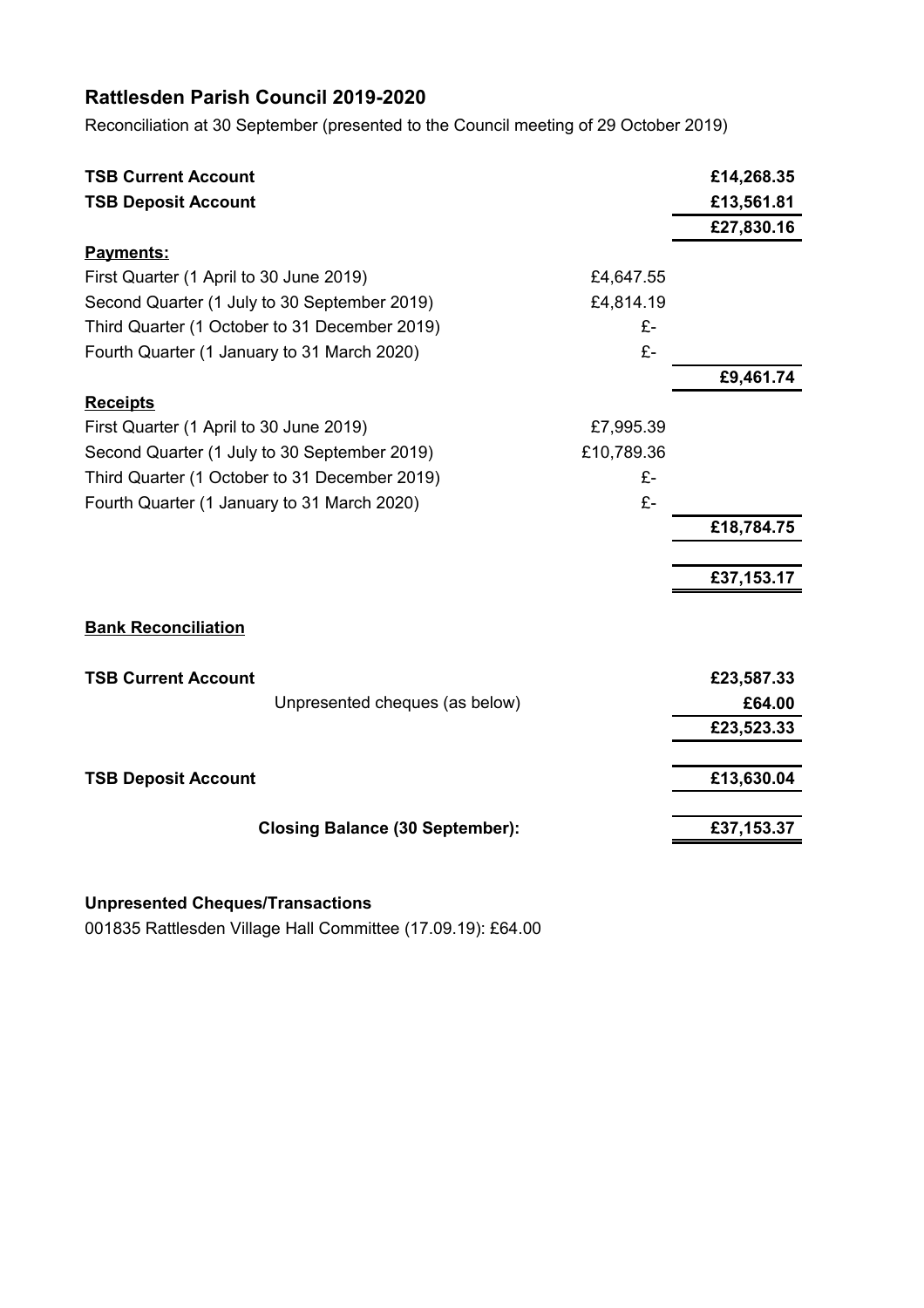## Rattlesden Parish Council 2019-2020

Reconciliation at 30 September (presented to the Council meeting of 29 October 2019)

| | | |
|---|---|---|
| **TSB Current Account** | | **£14,268.35** |
| **TSB Deposit Account** | | **£13,561.81** |
| | | **£27,830.16** |
| **Payments:** | | |
| First Quarter (1 April to 30 June 2019) | £4,647.55 | |
| Second Quarter (1 July to 30 September 2019) | £4,814.19 | |
| Third Quarter (1 October to 31 December 2019) | £- | |
| Fourth Quarter (1 January to 31 March 2020) | £- | |
| | | **£9,461.74** |
| **Receipts** | | |
| First Quarter (1 April to 30 June 2019) | £7,995.39 | |
| Second Quarter (1 July to 30 September 2019) | £10,789.36 | |
| Third Quarter (1 October to 31 December 2019) | £- | |
| Fourth Quarter (1 January to 31 March 2020) | £- | |
| | | **£18,784.75** |
| | | **£37,153.17** |

**Bank Reconciliation**

| | |
|---|---|
| **TSB Current Account** | **£23,587.33** |
| Unpresented cheques (as below) | **£64.00** |
| | **£23,523.33** |
| **TSB Deposit Account** | **£13,630.04** |
| **Closing Balance (30 September):** | **£37,153.37** |

**Unpresented Cheques/Transactions**

001835 Rattlesden Village Hall Committee (17.09.19): £64.00